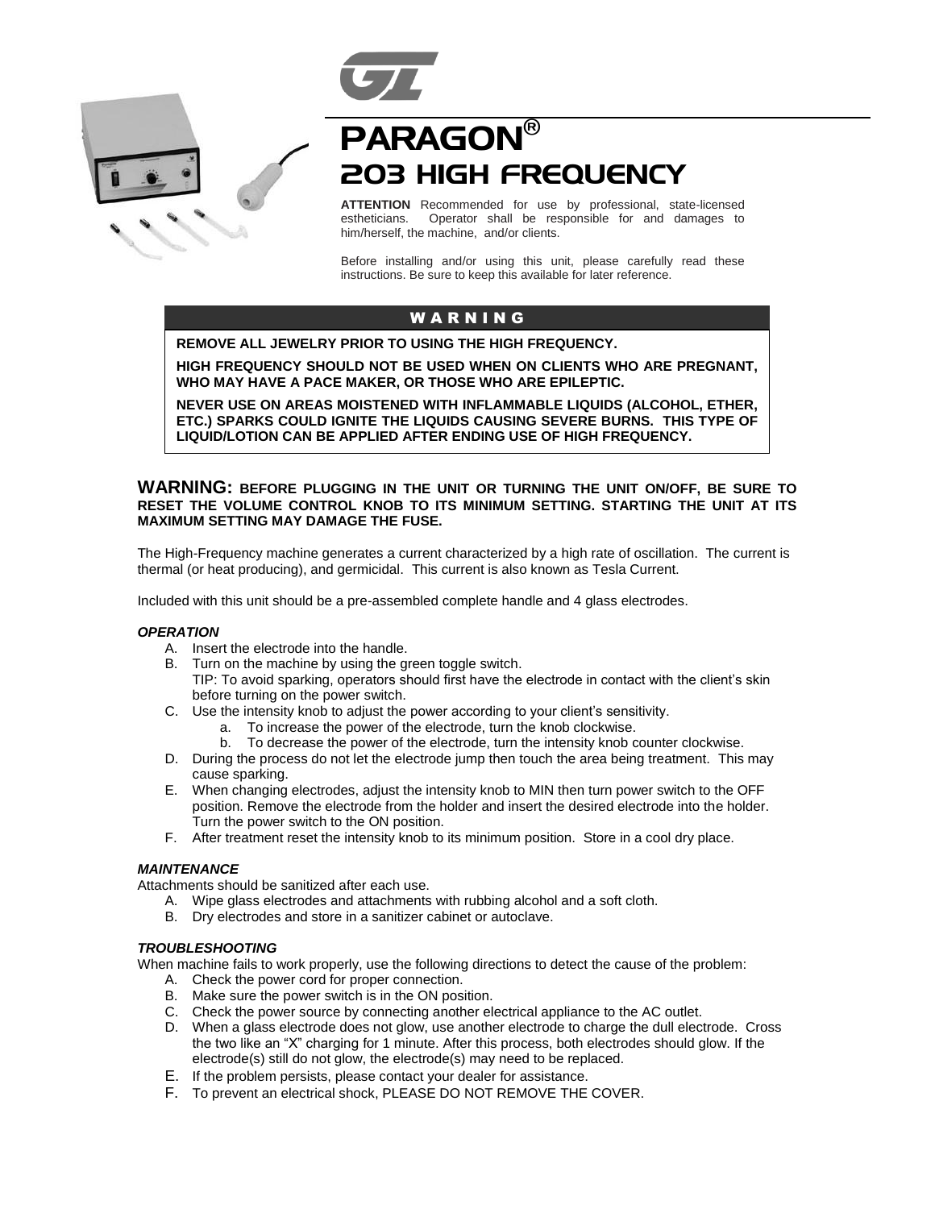# PARAGON®

# 203 HIGH FREQUENCY

**ATTENTION** Recommended for use by professional, state-licensed estheticians. Operator shall be responsible for and damages to him/herself, the machine, and/or clients.

Before installing and/or using this unit, please carefully read these instructions. Be sure to keep this available for later reference.

## WARNING

**REMOVE ALL JEWELRY PRIOR TO USING THE HIGH FREQUENCY.**

**HIGH FREQUENCY SHOULD NOT BE USED WHEN ON CLIENTS WHO ARE PREGNANT, WHO MAY HAVE A PACE MAKER, OR THOSE WHO ARE EPILEPTIC.**

**NEVER USE ON AREAS MOISTENED WITH INFLAMMABLE LIQUIDS (ALCOHOL, ETHER, ETC.) SPARKS COULD IGNITE THE LIQUIDS CAUSING SEVERE BURNS. THIS TYPE OF LIQUID/LOTION CAN BE APPLIED AFTER ENDING USE OF HIGH FREQUENCY.**

**WARNING: BEFORE PLUGGING IN THE UNIT OR TURNING THE UNIT ON/OFF, BE SURE TO RESET THE VOLUME CONTROL KNOB TO ITS MINIMUM SETTING. STARTING THE UNIT AT ITS MAXIMUM SETTING MAY DAMAGE THE FUSE.**

The High-Frequency machine generates a current characterized by a high rate of oscillation. The current is thermal (or heat producing), and germicidal. This current is also known as Tesla Current.

Included with this unit should be a pre-assembled complete handle and 4 glass electrodes.

### *OPERATION*

A. Insert the electrode into the handle.
B. Turn on the machine by using the green toggle switch.
   TIP: To avoid sparking, operators should first have the electrode in contact with the client's skin before turning on the power switch.
C. Use the intensity knob to adjust the power according to your client's sensitivity.
   a. To increase the power of the electrode, turn the knob clockwise.
   b. To decrease the power of the electrode, turn the intensity knob counter clockwise.
D. During the process do not let the electrode jump then touch the area being treatment. This may cause sparking.
E. When changing electrodes, adjust the intensity knob to MIN then turn power switch to the OFF position. Remove the electrode from the holder and insert the desired electrode into the holder. Turn the power switch to the ON position.
F. After treatment reset the intensity knob to its minimum position. Store in a cool dry place.

### *MAINTENANCE*

Attachments should be sanitized after each use.

A. Wipe glass electrodes and attachments with rubbing alcohol and a soft cloth.
B. Dry electrodes and store in a sanitizer cabinet or autoclave.

### *TROUBLESHOOTING*

When machine fails to work properly, use the following directions to detect the cause of the problem:

A. Check the power cord for proper connection.
B. Make sure the power switch is in the ON position.
C. Check the power source by connecting another electrical appliance to the AC outlet.
D. When a glass electrode does not glow, use another electrode to charge the dull electrode. Cross the two like an "X" charging for 1 minute. After this process, both electrodes should glow. If the electrode(s) still do not glow, the electrode(s) may need to be replaced.
E. If the problem persists, please contact your dealer for assistance.
F. To prevent an electrical shock, PLEASE DO NOT REMOVE THE COVER.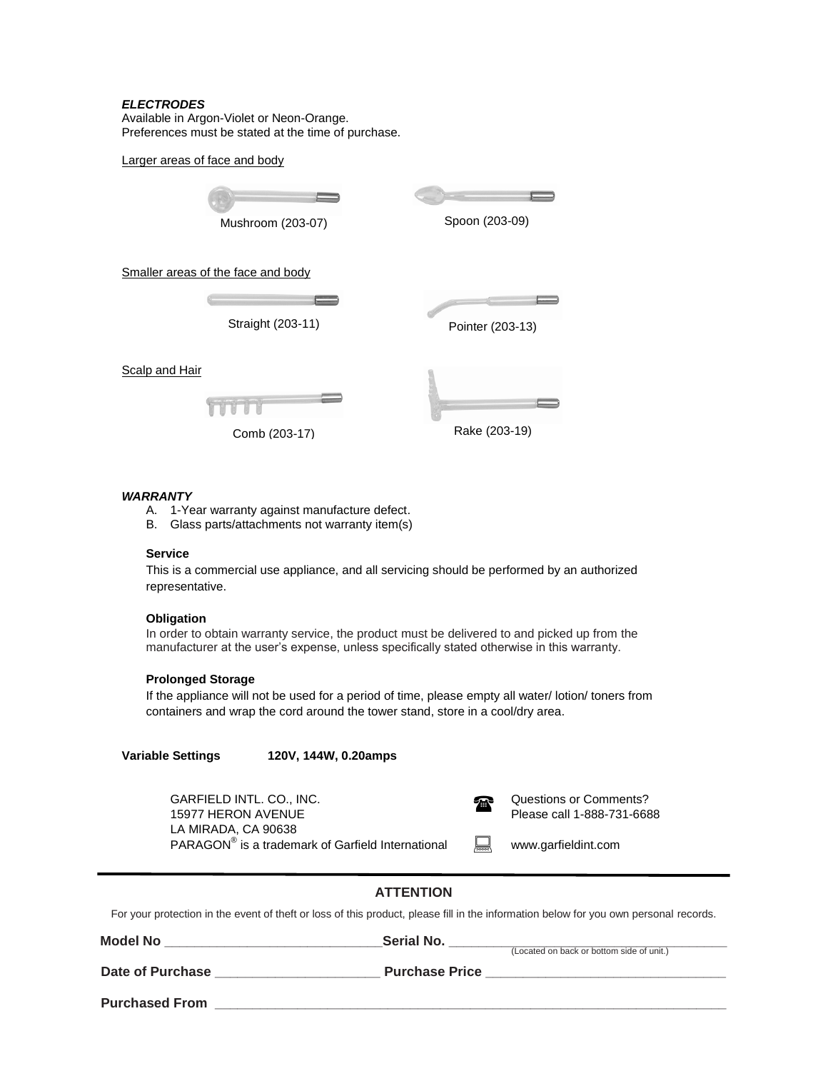***ELECTRODES***
Available in Argon-Violet or Neon-Orange.
Preferences must be stated at the time of purchase.

Larger areas of face and body

Mushroom (203-07)

Spoon (203-09)

Smaller areas of the face and body

Straight (203-11)

Pointer (203-13)

Scalp and Hair

Comb (203-17)

Rake (203-19)

***WARRANTY***

A. 1-Year warranty against manufacture defect.
B. Glass parts/attachments not warranty item(s)

**Service**

This is a commercial use appliance, and all servicing should be performed by an authorized representative.

**Obligation**

In order to obtain warranty service, the product must be delivered to and picked up from the manufacturer at the user's expense, unless specifically stated otherwise in this warranty.

**Prolonged Storage**

If the appliance will not be used for a period of time, please empty all water/ lotion/ toners from containers and wrap the cord around the tower stand, store in a cool/dry area.

**Variable Settings** **120V, 144W, 0.20amps**

GARFIELD INTL. CO., INC.
15977 HERON AVENUE
LA MIRADA, CA 90638
PARAGON® is a trademark of Garfield International

Questions or Comments?
Please call 1-888-731-6688

www.garfieldint.com

---

## ATTENTION

For your protection in the event of theft or loss of this product, please fill in the information below for you own personal records.

**Model No** ______________________________ **Serial No.** ______________________________
(Located on back or bottom side of unit.)

**Date of Purchase** ______________________ **Purchase Price** ______________________________

**Purchased From** ______________________________________________________________